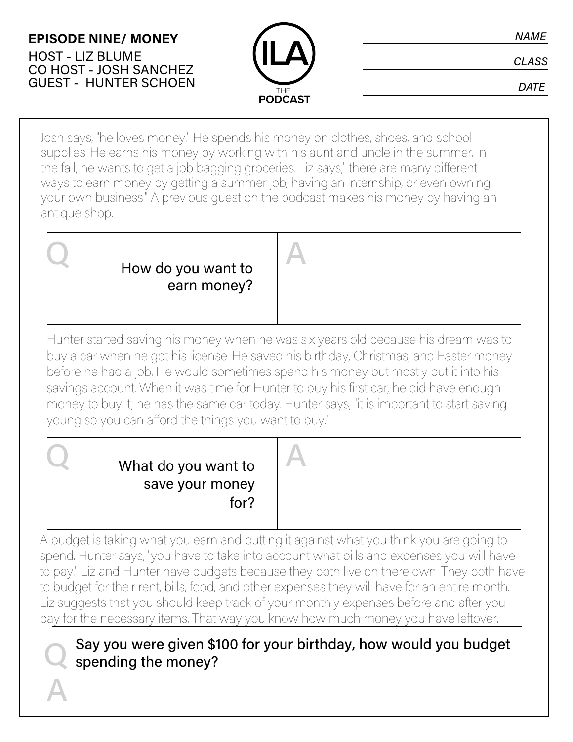**EPISODE NINE/ MONEY**

HOST - LIZ BLUME
CO HOST - JOSH SANCHEZ
GUEST - HUNTER SCHOEN

ILA THE PODCAST

NAME ______________________

CLASS ______________________

DATE ______________________

Josh says, "he loves money." He spends his money on clothes, shoes, and school supplies. He earns his money by working with his aunt and uncle in the summer. In the fall, he wants to get a job bagging groceries. Liz says," there are many different ways to earn money by getting a summer job, having an internship, or even owning your own business." A previous guest on the podcast makes his money by having an antique shop.

| Q | A |
|---|---|
| How do you want to earn money? | |

Hunter started saving his money when he was six years old because his dream was to buy a car when he got his license. He saved his birthday, Christmas, and Easter money before he had a job. He would sometimes spend his money but mostly put it into his savings account. When it was time for Hunter to buy his first car, he did have enough money to buy it; he has the same car today. Hunter says, "it is important to start saving young so you can afford the things you want to buy."

| Q | A |
|---|---|
| What do you want to save your money for? | |

A budget is taking what you earn and putting it against what you think you are going to spend. Hunter says, "you have to take into account what bills and expenses you will have to pay." Liz and Hunter have budgets because they both live on there own. They both have to budget for their rent, bills, food, and other expenses they will have for an entire month. Liz suggests that you should keep track of your monthly expenses before and after you pay for the necessary items. That way you know how much money you have leftover.

**Q** Say you were given $100 for your birthday, how would you budget spending the money?

**A**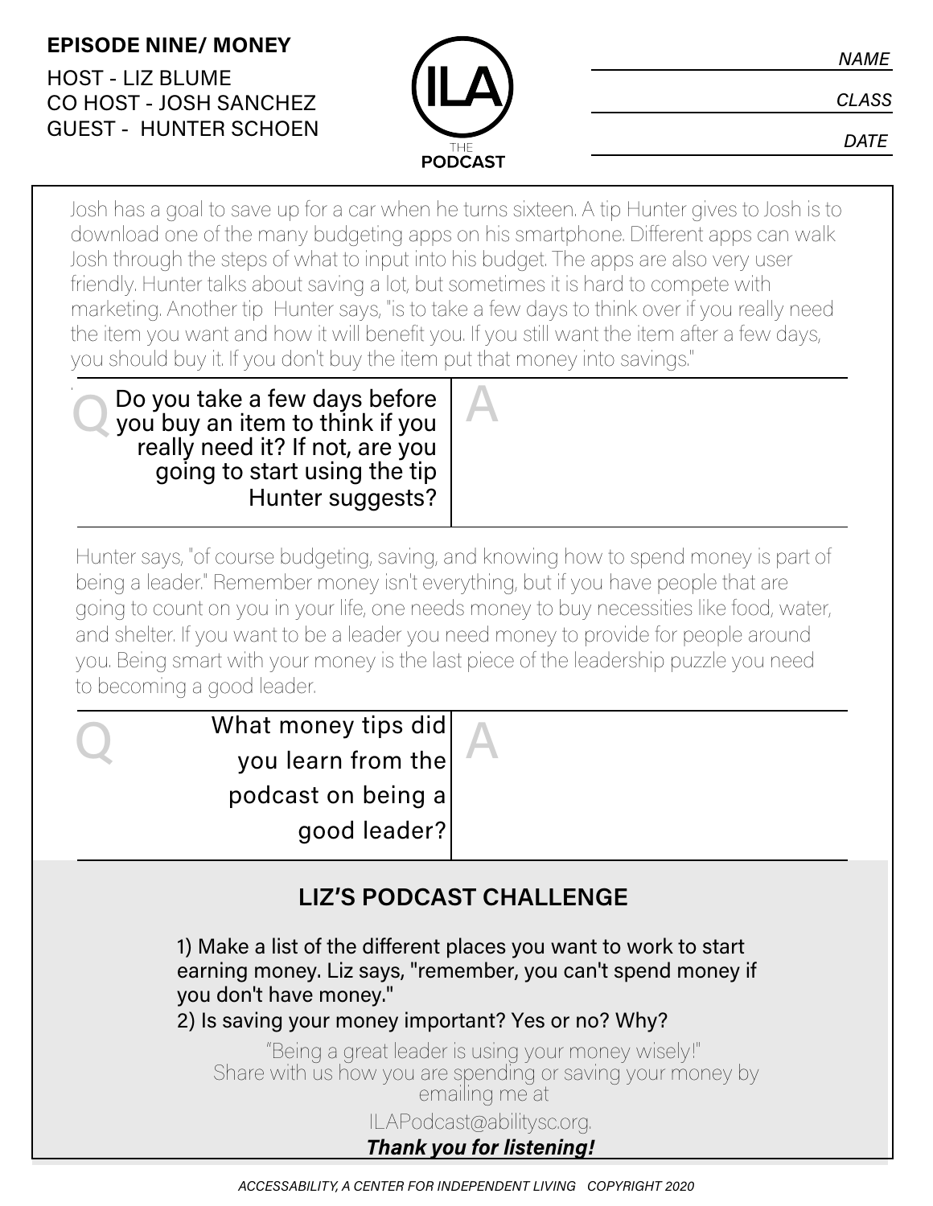**EPISODE NINE/ MONEY**

HOST - LIZ BLUME
CO HOST - JOSH SANCHEZ
GUEST - HUNTER SCHOEN

ILA THE PODCAST

NAME ____________

CLASS ____________

DATE ____________

Josh has a goal to save up for a car when he turns sixteen. A tip Hunter gives to Josh is to download one of the many budgeting apps on his smartphone. Different apps can walk Josh through the steps of what to input into his budget. The apps are also very user friendly. Hunter talks about saving a lot, but sometimes it is hard to compete with marketing. Another tip Hunter says, "is to take a few days to think over if you really need the item you want and how it will benefit you. If you still want the item after a few days, you should buy it. If you don't buy the item put that money into savings."

| Q | A |
|---|---|
| Do you take a few days before you buy an item to think if you really need it? If not, are you going to start using the tip Hunter suggests? | |

Hunter says, "of course budgeting, saving, and knowing how to spend money is part of being a leader." Remember money isn't everything, but if you have people that are going to count on you in your life, one needs money to buy necessities like food, water, and shelter. If you want to be a leader you need money to provide for people around you. Being smart with your money is the last piece of the leadership puzzle you need to becoming a good leader.

| Q | A |
|---|---|
| What money tips did you learn from the podcast on being a good leader? | |

## LIZ'S PODCAST CHALLENGE

1) Make a list of the different places you want to work to start earning money. Liz says, "remember, you can't spend money if you don't have money."
2) Is saving your money important? Yes or no? Why?

"Being a great leader is using your money wisely!"
Share with us how you are spending or saving your money by emailing me at
ILAPodcast@abilitysc.org.

***Thank you for listening!***

*ACCESSABILITY, A CENTER FOR INDEPENDENT LIVING COPYRIGHT 2020*